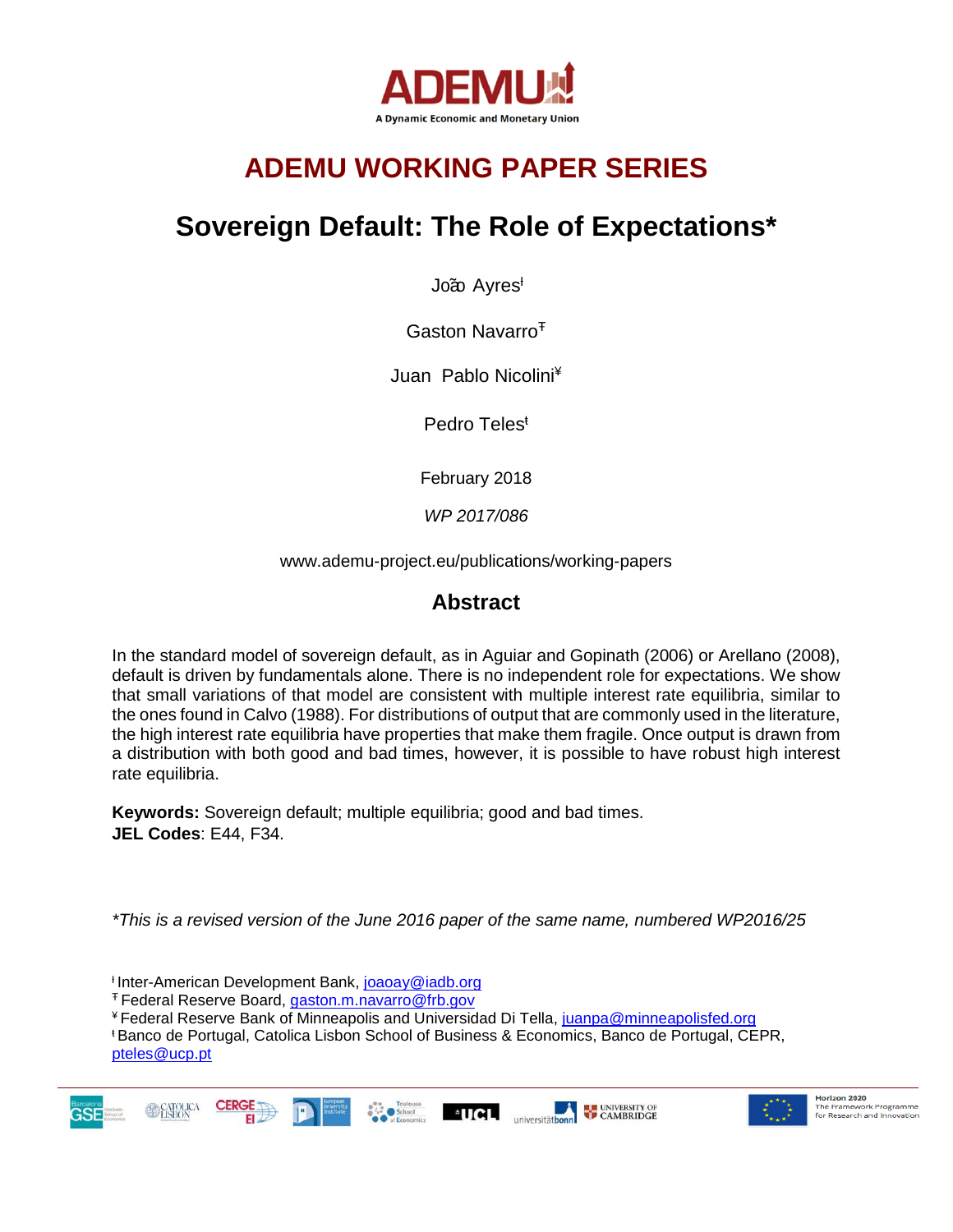ADEMU

A Dynamic Economic and Monetary Union

# ADEMU WORKING PAPER SERIES

# Sovereign Default: The Role of Expectations*

João Ayres[ł]

Gaston Navarro[Ŧ]

Juan Pablo Nicolini[¥]

Pedro Teles[ŧ]

February 2018

*WP 2017/086*

www.ademu-project.eu/publications/working-papers

## Abstract

In the standard model of sovereign default, as in Aguiar and Gopinath (2006) or Arellano (2008), default is driven by fundamentals alone. There is no independent role for expectations. We show that small variations of that model are consistent with multiple interest rate equilibria, similar to the ones found in Calvo (1988). For distributions of output that are commonly used in the literature, the high interest rate equilibria have properties that make them fragile. Once output is drawn from a distribution with both good and bad times, however, it is possible to have robust high interest rate equilibria.

**Keywords:** Sovereign default; multiple equilibria; good and bad times.
**JEL Codes**: E44, F34.

*\*This is a revised version of the June 2016 paper of the same name, numbered WP2016/25*

[ł] Inter-American Development Bank, joaoay@iadb.org
[Ŧ] Federal Reserve Board, gaston.m.navarro@frb.gov
[¥] Federal Reserve Bank of Minneapolis and Universidad Di Tella, juanpa@minneapolisfed.org
[ŧ] Banco de Portugal, Catolica Lisbon School of Business & Economics, Banco de Portugal, CEPR, pteles@ucp.pt

Horizon 2020
The Framework Programme for Research and Innovation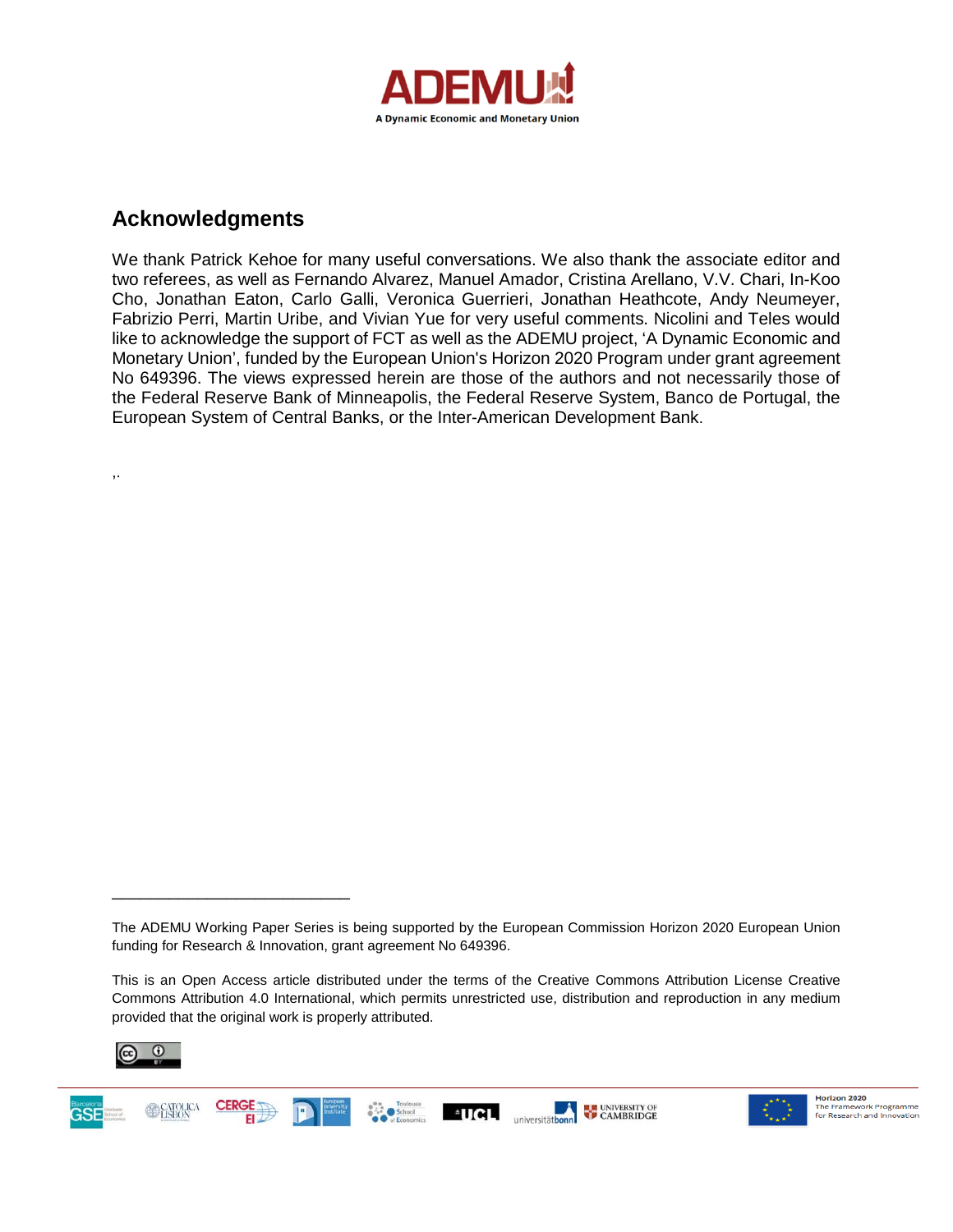## Acknowledgments

We thank Patrick Kehoe for many useful conversations. We also thank the associate editor and two referees, as well as Fernando Alvarez, Manuel Amador, Cristina Arellano, V.V. Chari, In-Koo Cho, Jonathan Eaton, Carlo Galli, Veronica Guerrieri, Jonathan Heathcote, Andy Neumeyer, Fabrizio Perri, Martin Uribe, and Vivian Yue for very useful comments. Nicolini and Teles would like to acknowledge the support of FCT as well as the ADEMU project, 'A Dynamic Economic and Monetary Union', funded by the European Union's Horizon 2020 Program under grant agreement No 649396. The views expressed herein are those of the authors and not necessarily those of the Federal Reserve Bank of Minneapolis, the Federal Reserve System, Banco de Portugal, the European System of Central Banks, or the Inter-American Development Bank.

,.

---

The ADEMU Working Paper Series is being supported by the European Commission Horizon 2020 European Union funding for Research & Innovation, grant agreement No 649396.

This is an Open Access article distributed under the terms of the Creative Commons Attribution License Creative Commons Attribution 4.0 International, which permits unrestricted use, distribution and reproduction in any medium provided that the original work is properly attributed.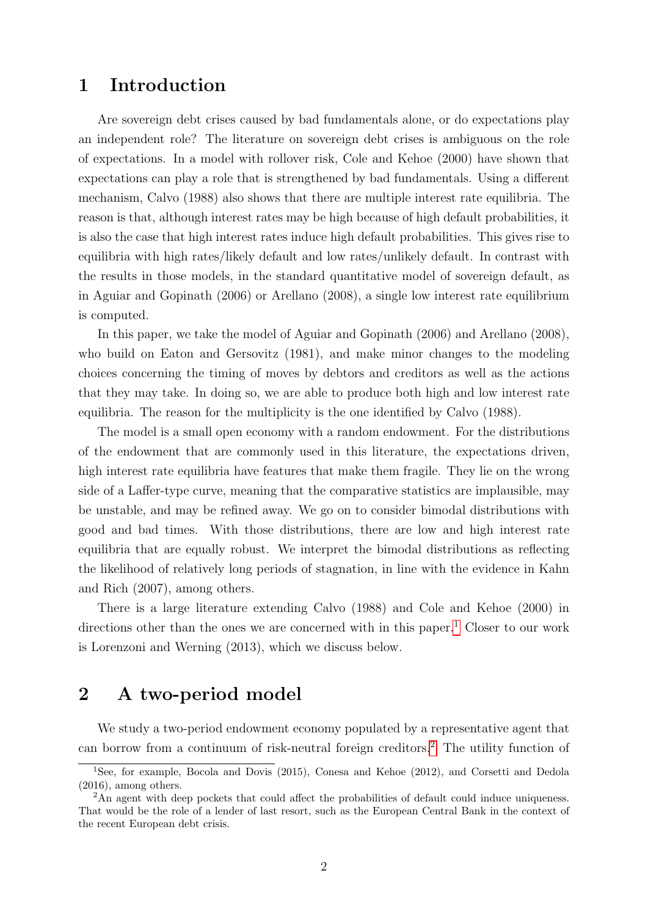## 1 Introduction

Are sovereign debt crises caused by bad fundamentals alone, or do expectations play an independent role? The literature on sovereign debt crises is ambiguous on the role of expectations. In a model with rollover risk, Cole and Kehoe (2000) have shown that expectations can play a role that is strengthened by bad fundamentals. Using a different mechanism, Calvo (1988) also shows that there are multiple interest rate equilibria. The reason is that, although interest rates may be high because of high default probabilities, it is also the case that high interest rates induce high default probabilities. This gives rise to equilibria with high rates/likely default and low rates/unlikely default. In contrast with the results in those models, in the standard quantitative model of sovereign default, as in Aguiar and Gopinath (2006) or Arellano (2008), a single low interest rate equilibrium is computed.

In this paper, we take the model of Aguiar and Gopinath (2006) and Arellano (2008), who build on Eaton and Gersovitz (1981), and make minor changes to the modeling choices concerning the timing of moves by debtors and creditors as well as the actions that they may take. In doing so, we are able to produce both high and low interest rate equilibria. The reason for the multiplicity is the one identified by Calvo (1988).

The model is a small open economy with a random endowment. For the distributions of the endowment that are commonly used in this literature, the expectations driven, high interest rate equilibria have features that make them fragile. They lie on the wrong side of a Laffer-type curve, meaning that the comparative statistics are implausible, may be unstable, and may be refined away. We go on to consider bimodal distributions with good and bad times. With those distributions, there are low and high interest rate equilibria that are equally robust. We interpret the bimodal distributions as reflecting the likelihood of relatively long periods of stagnation, in line with the evidence in Kahn and Rich (2007), among others.

There is a large literature extending Calvo (1988) and Cole and Kehoe (2000) in directions other than the ones we are concerned with in this paper.[1] Closer to our work is Lorenzoni and Werning (2013), which we discuss below.

## 2 A two-period model

We study a two-period endowment economy populated by a representative agent that can borrow from a continuum of risk-neutral foreign creditors.[2] The utility function of

[1] See, for example, Bocola and Dovis (2015), Conesa and Kehoe (2012), and Corsetti and Dedola (2016), among others.

[2] An agent with deep pockets that could affect the probabilities of default could induce uniqueness. That would be the role of a lender of last resort, such as the European Central Bank in the context of the recent European debt crisis.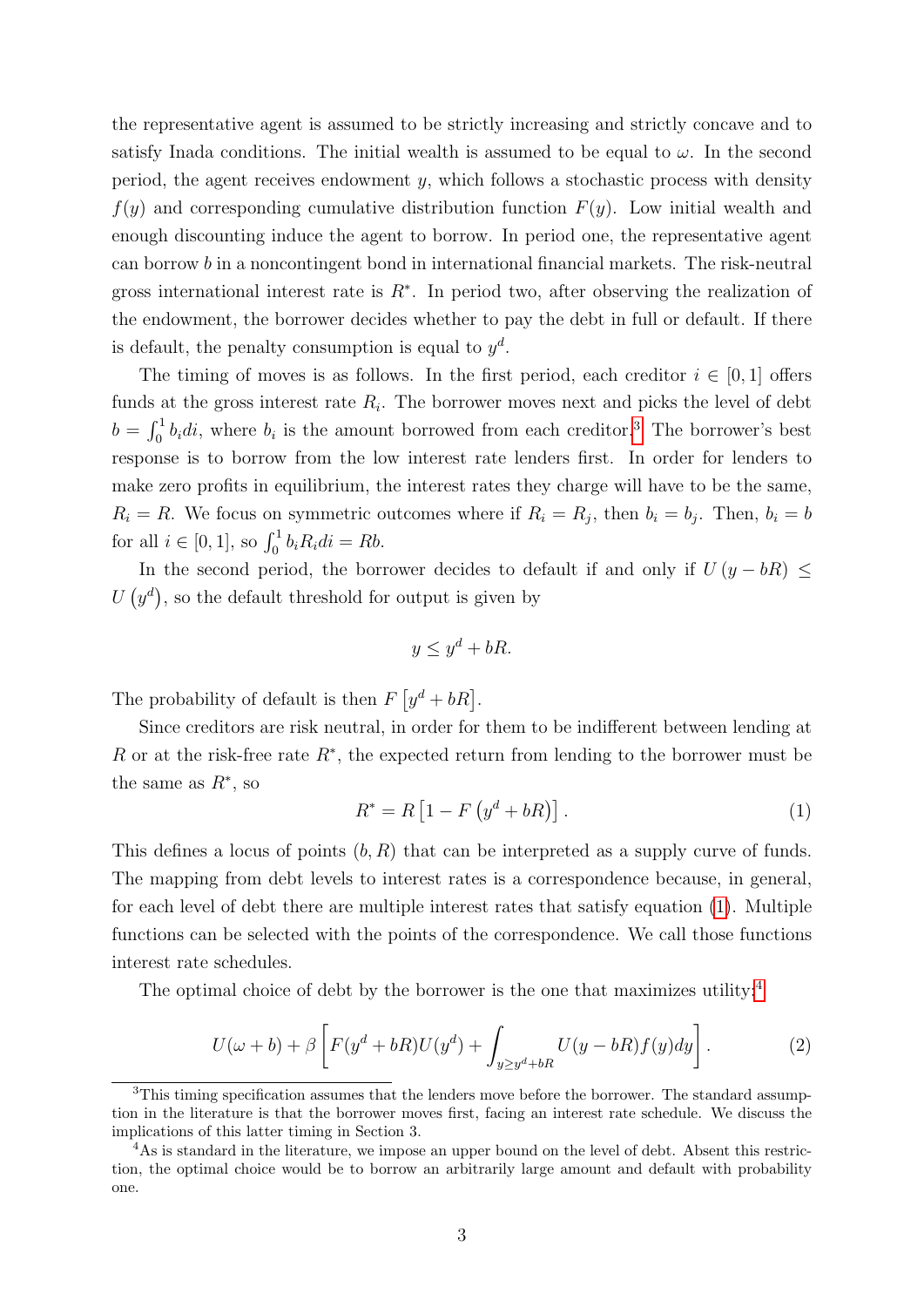the representative agent is assumed to be strictly increasing and strictly concave and to satisfy Inada conditions. The initial wealth is assumed to be equal to $\omega$. In the second period, the agent receives endowment $y$, which follows a stochastic process with density $f(y)$ and corresponding cumulative distribution function $F(y)$. Low initial wealth and enough discounting induce the agent to borrow. In period one, the representative agent can borrow $b$ in a noncontingent bond in international financial markets. The risk-neutral gross international interest rate is $R^*$. In period two, after observing the realization of the endowment, the borrower decides whether to pay the debt in full or default. If there is default, the penalty consumption is equal to $y^d$.

The timing of moves is as follows. In the first period, each creditor $i \in [0,1]$ offers funds at the gross interest rate $R_i$. The borrower moves next and picks the level of debt $b = \int_0^1 b_i di$, where $b_i$ is the amount borrowed from each creditor.[3] The borrower's best response is to borrow from the low interest rate lenders first. In order for lenders to make zero profits in equilibrium, the interest rates they charge will have to be the same, $R_i = R$. We focus on symmetric outcomes where if $R_i = R_j$, then $b_i = b_j$. Then, $b_i = b$ for all $i \in [0,1]$, so $\int_0^1 b_i R_i di = Rb$.

In the second period, the borrower decides to default if and only if $U(y - bR) \leq U(y^d)$, so the default threshold for output is given by

$$y \leq y^d + bR.$$

The probability of default is then $F\left[y^d + bR\right]$.

Since creditors are risk neutral, in order for them to be indifferent between lending at $R$ or at the risk-free rate $R^*$, the expected return from lending to the borrower must be the same as $R^*$, so

$$R^* = R\left[1 - F\left(y^d + bR\right)\right]. \tag{1}$$

This defines a locus of points $(b, R)$ that can be interpreted as a supply curve of funds. The mapping from debt levels to interest rates is a correspondence because, in general, for each level of debt there are multiple interest rates that satisfy equation (1). Multiple functions can be selected with the points of the correspondence. We call those functions interest rate schedules.

The optimal choice of debt by the borrower is the one that maximizes utility:[4]

$$U(\omega + b) + \beta\left[F(y^d + bR)U(y^d) + \int_{y \geq y^d + bR} U(y - bR) f(y) dy\right]. \tag{2}$$

[3] This timing specification assumes that the lenders move before the borrower. The standard assumption in the literature is that the borrower moves first, facing an interest rate schedule. We discuss the implications of this latter timing in Section 3.

[4] As is standard in the literature, we impose an upper bound on the level of debt. Absent this restriction, the optimal choice would be to borrow an arbitrarily large amount and default with probability one.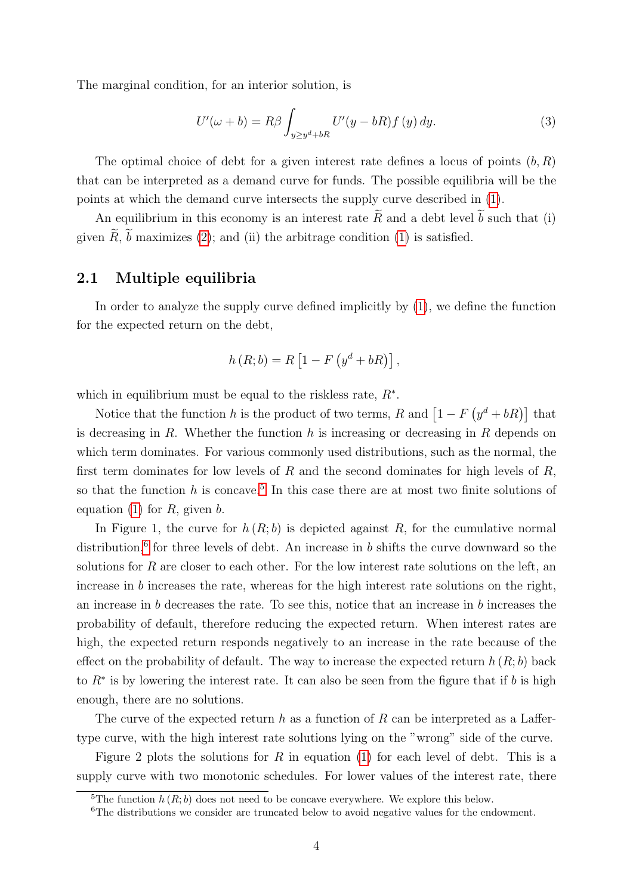The marginal condition, for an interior solution, is

$$U'(\omega + b) = R\beta \int_{y \geq y^d + bR} U'(y - bR) f(y)\, dy. \tag{3}$$

The optimal choice of debt for a given interest rate defines a locus of points $(b, R)$ that can be interpreted as a demand curve for funds. The possible equilibria will be the points at which the demand curve intersects the supply curve described in (1).

An equilibrium in this economy is an interest rate $\widetilde{R}$ and a debt level $\widetilde{b}$ such that (i) given $\widetilde{R}$, $\widetilde{b}$ maximizes (2); and (ii) the arbitrage condition (1) is satisfied.

## 2.1 Multiple equilibria

In order to analyze the supply curve defined implicitly by (1), we define the function for the expected return on the debt,

$$h(R; b) = R\left[1 - F\left(y^d + bR\right)\right],$$

which in equilibrium must be equal to the riskless rate, $R^*$.

Notice that the function $h$ is the product of two terms, $R$ and $\left[1 - F\left(y^d + bR\right)\right]$ that is decreasing in $R$. Whether the function $h$ is increasing or decreasing in $R$ depends on which term dominates. For various commonly used distributions, such as the normal, the first term dominates for low levels of $R$ and the second dominates for high levels of $R$, so that the function $h$ is concave.[5] In this case there are at most two finite solutions of equation (1) for $R$, given $b$.

In Figure 1, the curve for $h(R; b)$ is depicted against $R$, for the cumulative normal distribution,[6] for three levels of debt. An increase in $b$ shifts the curve downward so the solutions for $R$ are closer to each other. For the low interest rate solutions on the left, an increase in $b$ increases the rate, whereas for the high interest rate solutions on the right, an increase in $b$ decreases the rate. To see this, notice that an increase in $b$ increases the probability of default, therefore reducing the expected return. When interest rates are high, the expected return responds negatively to an increase in the rate because of the effect on the probability of default. The way to increase the expected return $h(R; b)$ back to $R^*$ is by lowering the interest rate. It can also be seen from the figure that if $b$ is high enough, there are no solutions.

The curve of the expected return $h$ as a function of $R$ can be interpreted as a Laffer-type curve, with the high interest rate solutions lying on the "wrong" side of the curve.

Figure 2 plots the solutions for $R$ in equation (1) for each level of debt. This is a supply curve with two monotonic schedules. For lower values of the interest rate, there

[5] The function $h(R; b)$ does not need to be concave everywhere. We explore this below.

[6] The distributions we consider are truncated below to avoid negative values for the endowment.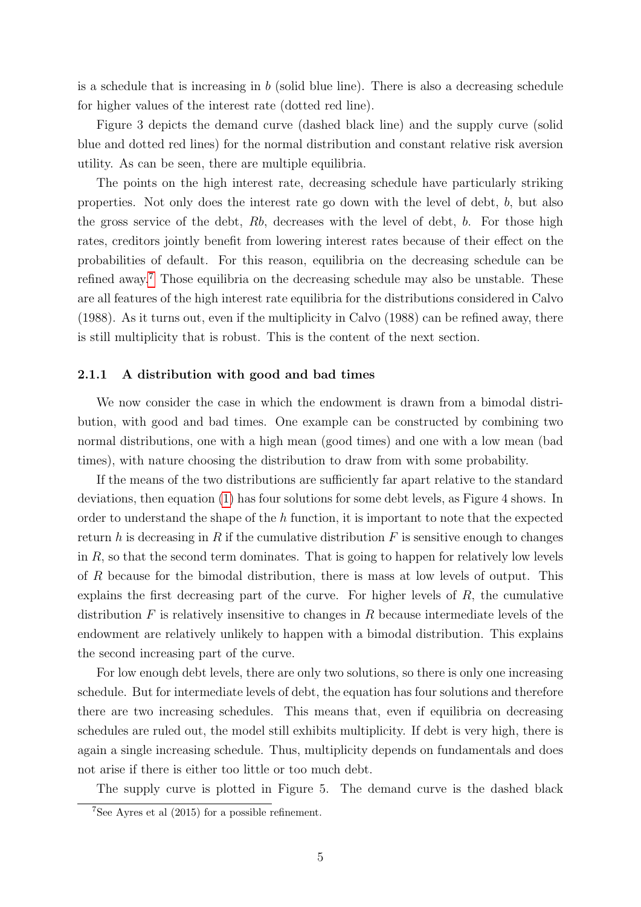is a schedule that is increasing in $b$ (solid blue line). There is also a decreasing schedule for higher values of the interest rate (dotted red line).

Figure 3 depicts the demand curve (dashed black line) and the supply curve (solid blue and dotted red lines) for the normal distribution and constant relative risk aversion utility. As can be seen, there are multiple equilibria.

The points on the high interest rate, decreasing schedule have particularly striking properties. Not only does the interest rate go down with the level of debt, $b$, but also the gross service of the debt, $Rb$, decreases with the level of debt, $b$. For those high rates, creditors jointly benefit from lowering interest rates because of their effect on the probabilities of default. For this reason, equilibria on the decreasing schedule can be refined away.[7] Those equilibria on the decreasing schedule may also be unstable. These are all features of the high interest rate equilibria for the distributions considered in Calvo (1988). As it turns out, even if the multiplicity in Calvo (1988) can be refined away, there is still multiplicity that is robust. This is the content of the next section.

#### 2.1.1 A distribution with good and bad times

We now consider the case in which the endowment is drawn from a bimodal distribution, with good and bad times. One example can be constructed by combining two normal distributions, one with a high mean (good times) and one with a low mean (bad times), with nature choosing the distribution to draw from with some probability.

If the means of the two distributions are sufficiently far apart relative to the standard deviations, then equation (1) has four solutions for some debt levels, as Figure 4 shows. In order to understand the shape of the $h$ function, it is important to note that the expected return $h$ is decreasing in $R$ if the cumulative distribution $F$ is sensitive enough to changes in $R$, so that the second term dominates. That is going to happen for relatively low levels of $R$ because for the bimodal distribution, there is mass at low levels of output. This explains the first decreasing part of the curve. For higher levels of $R$, the cumulative distribution $F$ is relatively insensitive to changes in $R$ because intermediate levels of the endowment are relatively unlikely to happen with a bimodal distribution. This explains the second increasing part of the curve.

For low enough debt levels, there are only two solutions, so there is only one increasing schedule. But for intermediate levels of debt, the equation has four solutions and therefore there are two increasing schedules. This means that, even if equilibria on decreasing schedules are ruled out, the model still exhibits multiplicity. If debt is very high, there is again a single increasing schedule. Thus, multiplicity depends on fundamentals and does not arise if there is either too little or too much debt.

The supply curve is plotted in Figure 5. The demand curve is the dashed black

[7] See Ayres et al (2015) for a possible refinement.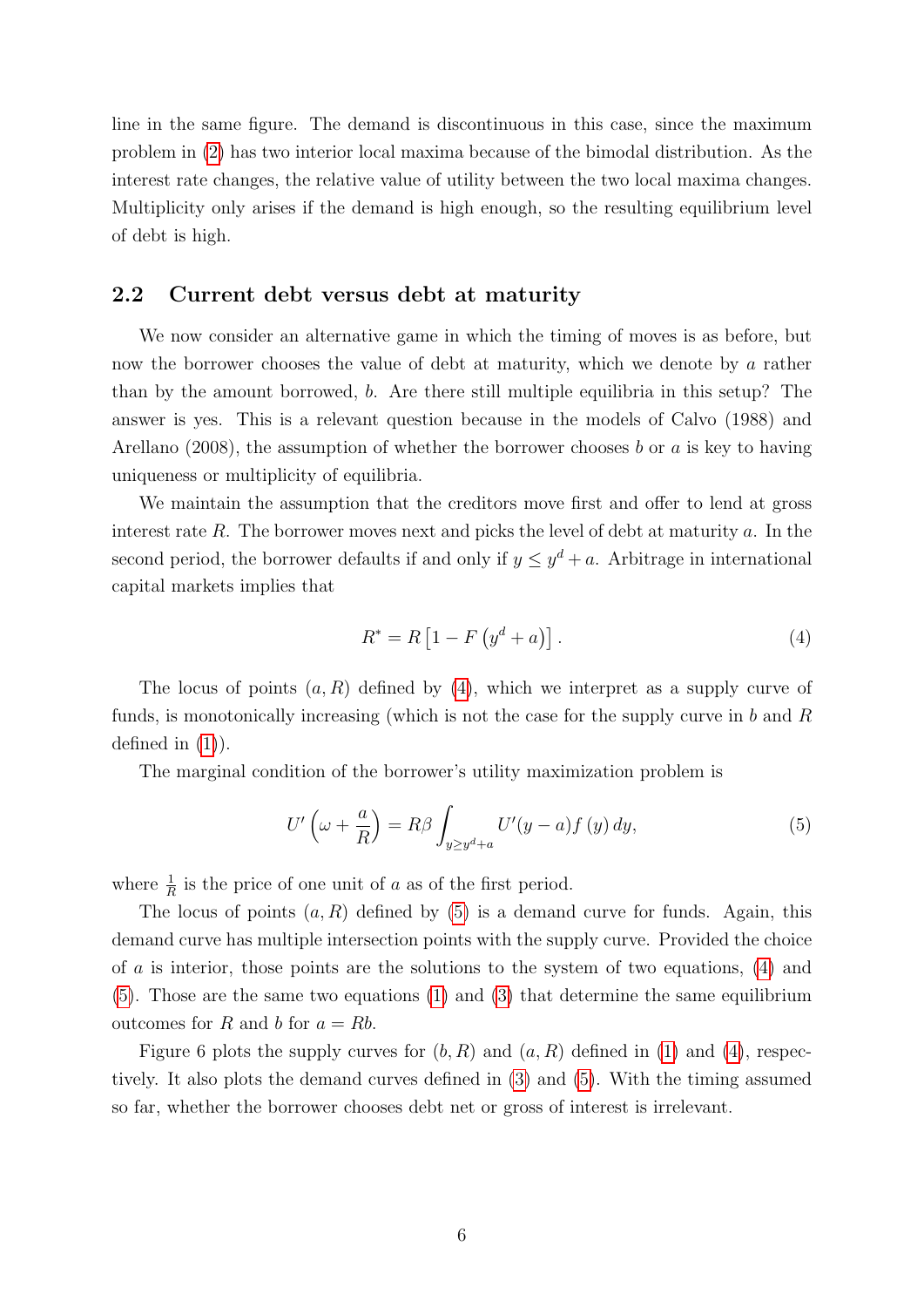line in the same figure. The demand is discontinuous in this case, since the maximum problem in (2) has two interior local maxima because of the bimodal distribution. As the interest rate changes, the relative value of utility between the two local maxima changes. Multiplicity only arises if the demand is high enough, so the resulting equilibrium level of debt is high.

## 2.2 Current debt versus debt at maturity

We now consider an alternative game in which the timing of moves is as before, but now the borrower chooses the value of debt at maturity, which we denote by $a$ rather than by the amount borrowed, $b$. Are there still multiple equilibria in this setup? The answer is yes. This is a relevant question because in the models of Calvo (1988) and Arellano (2008), the assumption of whether the borrower chooses $b$ or $a$ is key to having uniqueness or multiplicity of equilibria.

We maintain the assumption that the creditors move first and offer to lend at gross interest rate $R$. The borrower moves next and picks the level of debt at maturity $a$. In the second period, the borrower defaults if and only if $y \leq y^d + a$. Arbitrage in international capital markets implies that

$$R^* = R\left[1 - F\left(y^d + a\right)\right]. \tag{4}$$

The locus of points $(a, R)$ defined by (4), which we interpret as a supply curve of funds, is monotonically increasing (which is not the case for the supply curve in $b$ and $R$ defined in (1)).

The marginal condition of the borrower's utility maximization problem is

$$U'\left(\omega + \frac{a}{R}\right) = R\beta \int_{y \geq y^d + a} U'(y - a) f\left(y\right) dy, \tag{5}$$

where $\frac{1}{R}$ is the price of one unit of $a$ as of the first period.

The locus of points $(a, R)$ defined by (5) is a demand curve for funds. Again, this demand curve has multiple intersection points with the supply curve. Provided the choice of $a$ is interior, those points are the solutions to the system of two equations, (4) and (5). Those are the same two equations (1) and (3) that determine the same equilibrium outcomes for $R$ and $b$ for $a = Rb$.

Figure 6 plots the supply curves for $(b, R)$ and $(a, R)$ defined in (1) and (4), respectively. It also plots the demand curves defined in (3) and (5). With the timing assumed so far, whether the borrower chooses debt net or gross of interest is irrelevant.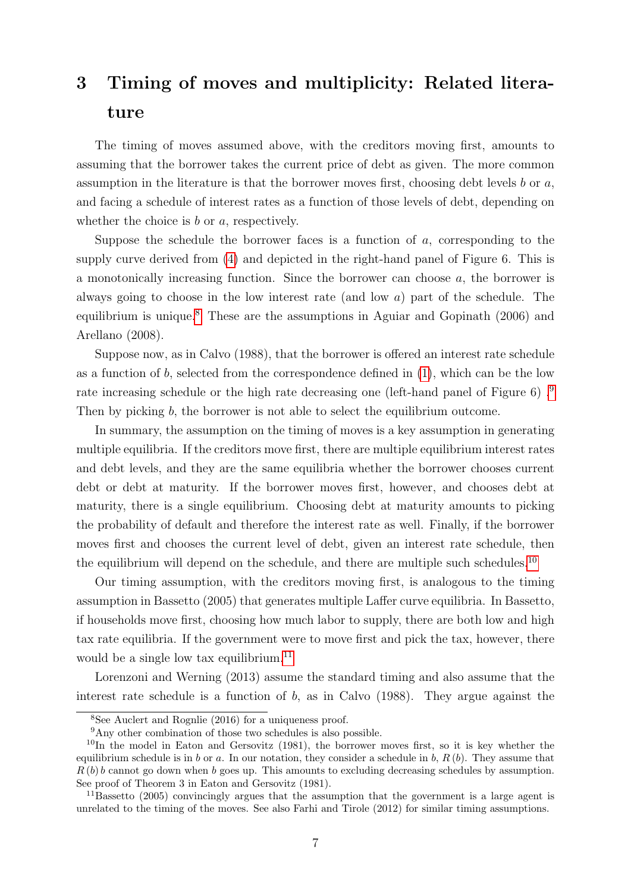# 3 Timing of moves and multiplicity: Related literature

The timing of moves assumed above, with the creditors moving first, amounts to assuming that the borrower takes the current price of debt as given. The more common assumption in the literature is that the borrower moves first, choosing debt levels $b$ or $a$, and facing a schedule of interest rates as a function of those levels of debt, depending on whether the choice is $b$ or $a$, respectively.

Suppose the schedule the borrower faces is a function of $a$, corresponding to the supply curve derived from (4) and depicted in the right-hand panel of Figure 6. This is a monotonically increasing function. Since the borrower can choose $a$, the borrower is always going to choose in the low interest rate (and low $a$) part of the schedule. The equilibrium is unique.[8] These are the assumptions in Aguiar and Gopinath (2006) and Arellano (2008).

Suppose now, as in Calvo (1988), that the borrower is offered an interest rate schedule as a function of $b$, selected from the correspondence defined in (1), which can be the low rate increasing schedule or the high rate decreasing one (left-hand panel of Figure 6) .[9] Then by picking $b$, the borrower is not able to select the equilibrium outcome.

In summary, the assumption on the timing of moves is a key assumption in generating multiple equilibria. If the creditors move first, there are multiple equilibrium interest rates and debt levels, and they are the same equilibria whether the borrower chooses current debt or debt at maturity. If the borrower moves first, however, and chooses debt at maturity, there is a single equilibrium. Choosing debt at maturity amounts to picking the probability of default and therefore the interest rate as well. Finally, if the borrower moves first and chooses the current level of debt, given an interest rate schedule, then the equilibrium will depend on the schedule, and there are multiple such schedules.[10]

Our timing assumption, with the creditors moving first, is analogous to the timing assumption in Bassetto (2005) that generates multiple Laffer curve equilibria. In Bassetto, if households move first, choosing how much labor to supply, there are both low and high tax rate equilibria. If the government were to move first and pick the tax, however, there would be a single low tax equilibrium.[11]

Lorenzoni and Werning (2013) assume the standard timing and also assume that the interest rate schedule is a function of $b$, as in Calvo (1988). They argue against the

---

[8] See Auclert and Rognlie (2016) for a uniqueness proof.

[9] Any other combination of those two schedules is also possible.

[10] In the model in Eaton and Gersovitz (1981), the borrower moves first, so it is key whether the equilibrium schedule is in $b$ or $a$. In our notation, they consider a schedule in $b$, $R(b)$. They assume that $R(b)\,b$ cannot go down when $b$ goes up. This amounts to excluding decreasing schedules by assumption. See proof of Theorem 3 in Eaton and Gersovitz (1981).

[11] Bassetto (2005) convincingly argues that the assumption that the government is a large agent is unrelated to the timing of the moves. See also Farhi and Tirole (2012) for similar timing assumptions.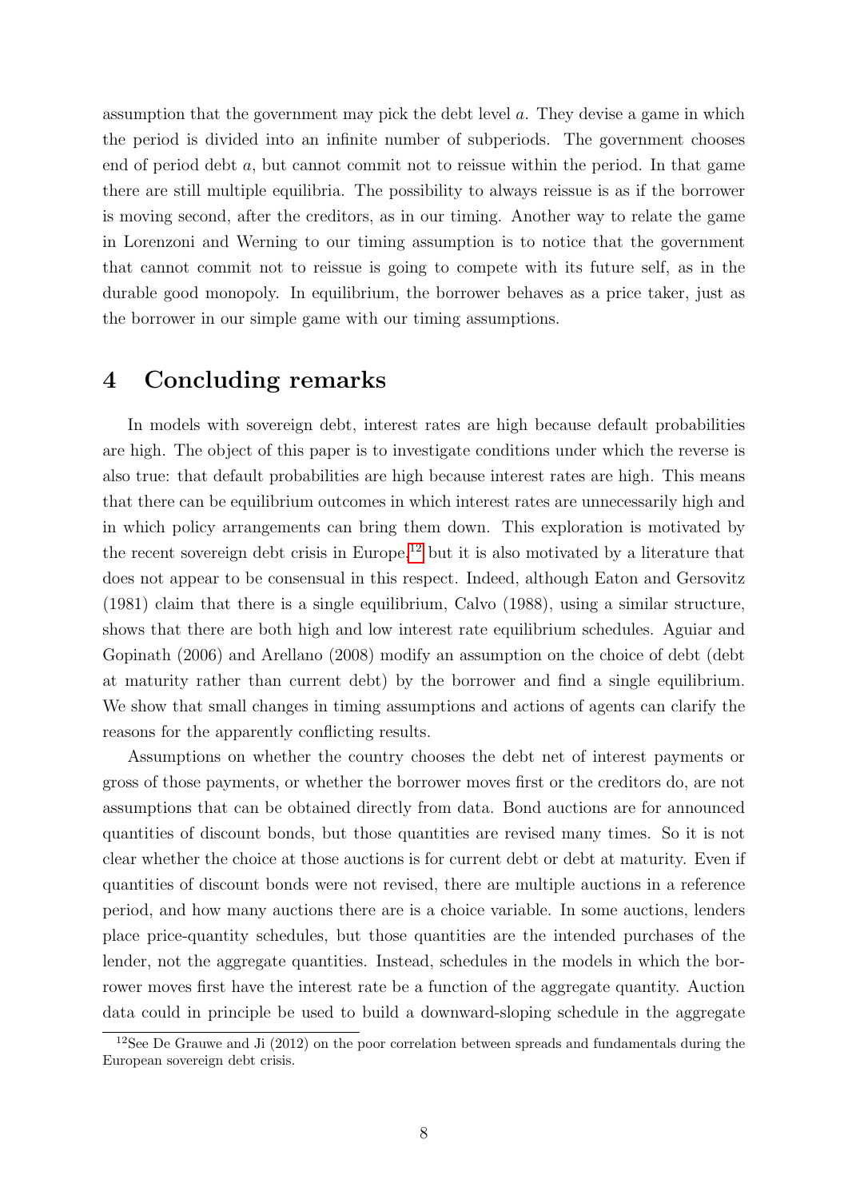assumption that the government may pick the debt level $a$. They devise a game in which the period is divided into an infinite number of subperiods. The government chooses end of period debt $a$, but cannot commit not to reissue within the period. In that game there are still multiple equilibria. The possibility to always reissue is as if the borrower is moving second, after the creditors, as in our timing. Another way to relate the game in Lorenzoni and Werning to our timing assumption is to notice that the government that cannot commit not to reissue is going to compete with its future self, as in the durable good monopoly. In equilibrium, the borrower behaves as a price taker, just as the borrower in our simple game with our timing assumptions.

# 4 Concluding remarks

In models with sovereign debt, interest rates are high because default probabilities are high. The object of this paper is to investigate conditions under which the reverse is also true: that default probabilities are high because interest rates are high. This means that there can be equilibrium outcomes in which interest rates are unnecessarily high and in which policy arrangements can bring them down. This exploration is motivated by the recent sovereign debt crisis in Europe,[12] but it is also motivated by a literature that does not appear to be consensual in this respect. Indeed, although Eaton and Gersovitz (1981) claim that there is a single equilibrium, Calvo (1988), using a similar structure, shows that there are both high and low interest rate equilibrium schedules. Aguiar and Gopinath (2006) and Arellano (2008) modify an assumption on the choice of debt (debt at maturity rather than current debt) by the borrower and find a single equilibrium. We show that small changes in timing assumptions and actions of agents can clarify the reasons for the apparently conflicting results.

Assumptions on whether the country chooses the debt net of interest payments or gross of those payments, or whether the borrower moves first or the creditors do, are not assumptions that can be obtained directly from data. Bond auctions are for announced quantities of discount bonds, but those quantities are revised many times. So it is not clear whether the choice at those auctions is for current debt or debt at maturity. Even if quantities of discount bonds were not revised, there are multiple auctions in a reference period, and how many auctions there are is a choice variable. In some auctions, lenders place price-quantity schedules, but those quantities are the intended purchases of the lender, not the aggregate quantities. Instead, schedules in the models in which the borrower moves first have the interest rate be a function of the aggregate quantity. Auction data could in principle be used to build a downward-sloping schedule in the aggregate

[12] See De Grauwe and Ji (2012) on the poor correlation between spreads and fundamentals during the European sovereign debt crisis.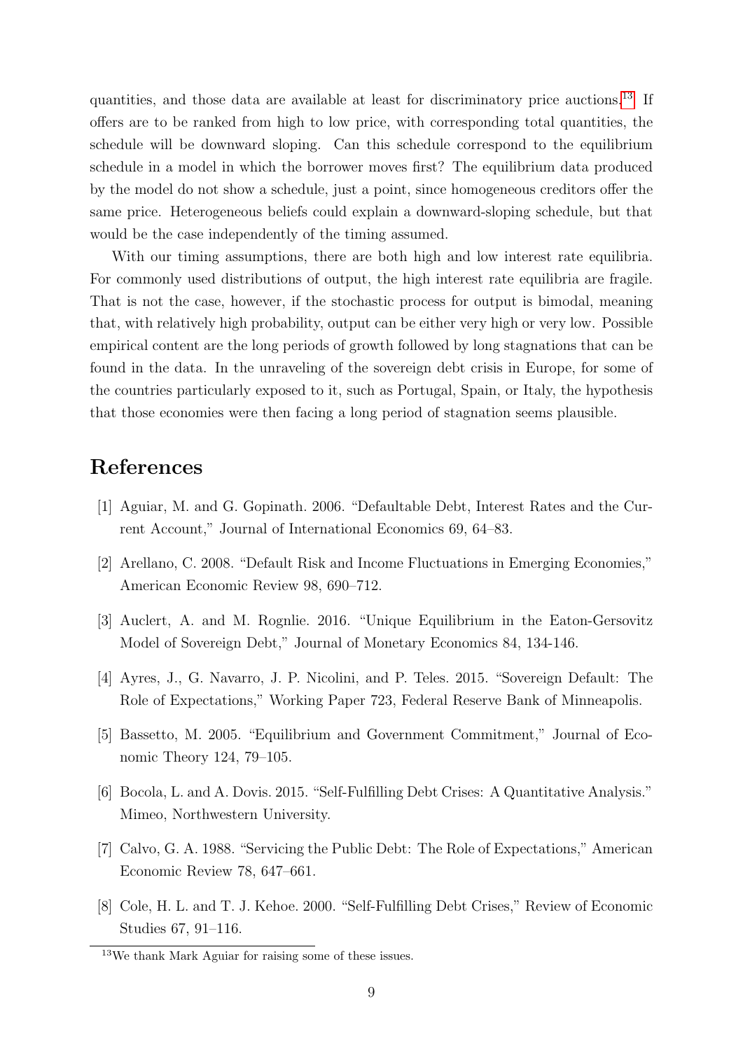quantities, and those data are available at least for discriminatory price auctions.[13] If offers are to be ranked from high to low price, with corresponding total quantities, the schedule will be downward sloping. Can this schedule correspond to the equilibrium schedule in a model in which the borrower moves first? The equilibrium data produced by the model do not show a schedule, just a point, since homogeneous creditors offer the same price. Heterogeneous beliefs could explain a downward-sloping schedule, but that would be the case independently of the timing assumed.

With our timing assumptions, there are both high and low interest rate equilibria. For commonly used distributions of output, the high interest rate equilibria are fragile. That is not the case, however, if the stochastic process for output is bimodal, meaning that, with relatively high probability, output can be either very high or very low. Possible empirical content are the long periods of growth followed by long stagnations that can be found in the data. In the unraveling of the sovereign debt crisis in Europe, for some of the countries particularly exposed to it, such as Portugal, Spain, or Italy, the hypothesis that those economies were then facing a long period of stagnation seems plausible.

# References

[1] Aguiar, M. and G. Gopinath. 2006. "Defaultable Debt, Interest Rates and the Current Account," Journal of International Economics 69, 64–83.

[2] Arellano, C. 2008. "Default Risk and Income Fluctuations in Emerging Economies," American Economic Review 98, 690–712.

[3] Auclert, A. and M. Rognlie. 2016. "Unique Equilibrium in the Eaton-Gersovitz Model of Sovereign Debt," Journal of Monetary Economics 84, 134-146.

[4] Ayres, J., G. Navarro, J. P. Nicolini, and P. Teles. 2015. "Sovereign Default: The Role of Expectations," Working Paper 723, Federal Reserve Bank of Minneapolis.

[5] Bassetto, M. 2005. "Equilibrium and Government Commitment," Journal of Economic Theory 124, 79–105.

[6] Bocola, L. and A. Dovis. 2015. "Self-Fulfilling Debt Crises: A Quantitative Analysis." Mimeo, Northwestern University.

[7] Calvo, G. A. 1988. "Servicing the Public Debt: The Role of Expectations," American Economic Review 78, 647–661.

[8] Cole, H. L. and T. J. Kehoe. 2000. "Self-Fulfilling Debt Crises," Review of Economic Studies 67, 91–116.

[13] We thank Mark Aguiar for raising some of these issues.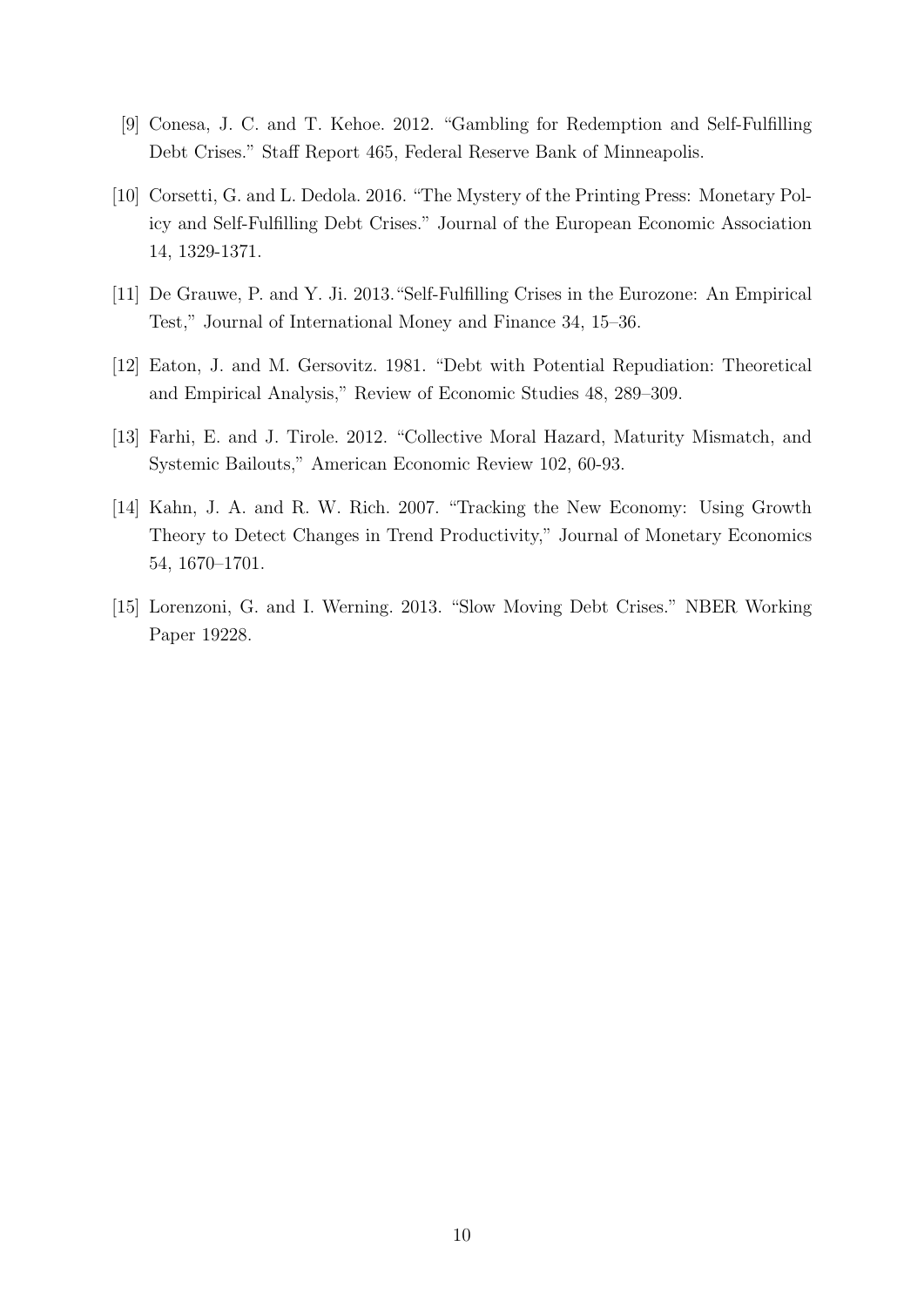[9] Conesa, J. C. and T. Kehoe. 2012. "Gambling for Redemption and Self-Fulfilling Debt Crises." Staff Report 465, Federal Reserve Bank of Minneapolis.

[10] Corsetti, G. and L. Dedola. 2016. "The Mystery of the Printing Press: Monetary Policy and Self-Fulfilling Debt Crises." Journal of the European Economic Association 14, 1329-1371.

[11] De Grauwe, P. and Y. Ji. 2013."Self-Fulfilling Crises in the Eurozone: An Empirical Test," Journal of International Money and Finance 34, 15–36.

[12] Eaton, J. and M. Gersovitz. 1981. "Debt with Potential Repudiation: Theoretical and Empirical Analysis," Review of Economic Studies 48, 289–309.

[13] Farhi, E. and J. Tirole. 2012. "Collective Moral Hazard, Maturity Mismatch, and Systemic Bailouts," American Economic Review 102, 60-93.

[14] Kahn, J. A. and R. W. Rich. 2007. "Tracking the New Economy: Using Growth Theory to Detect Changes in Trend Productivity," Journal of Monetary Economics 54, 1670–1701.

[15] Lorenzoni, G. and I. Werning. 2013. "Slow Moving Debt Crises." NBER Working Paper 19228.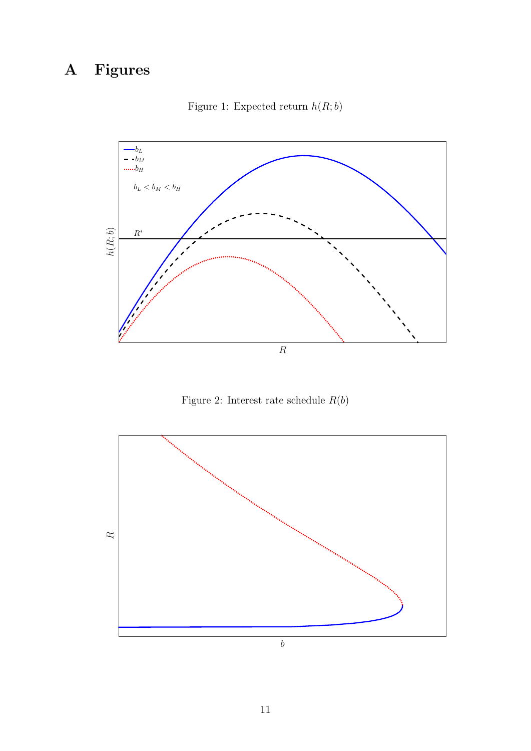# A Figures

Figure 1: Expected return $h(R; b)$

Figure 2: Interest rate schedule $R(b)$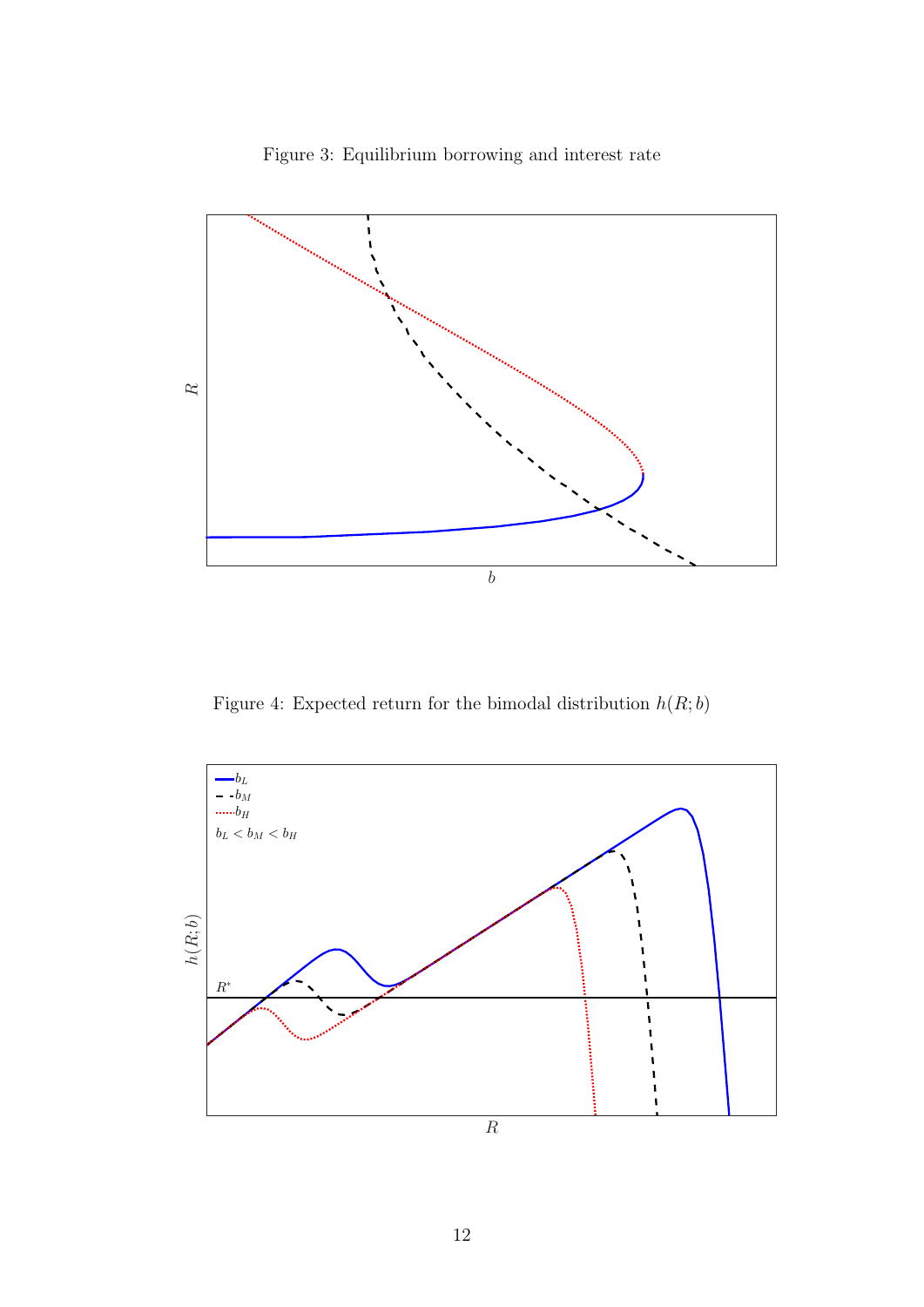Figure 3: Equilibrium borrowing and interest rate

Figure 4: Expected return for the bimodal distribution $h(R; b)$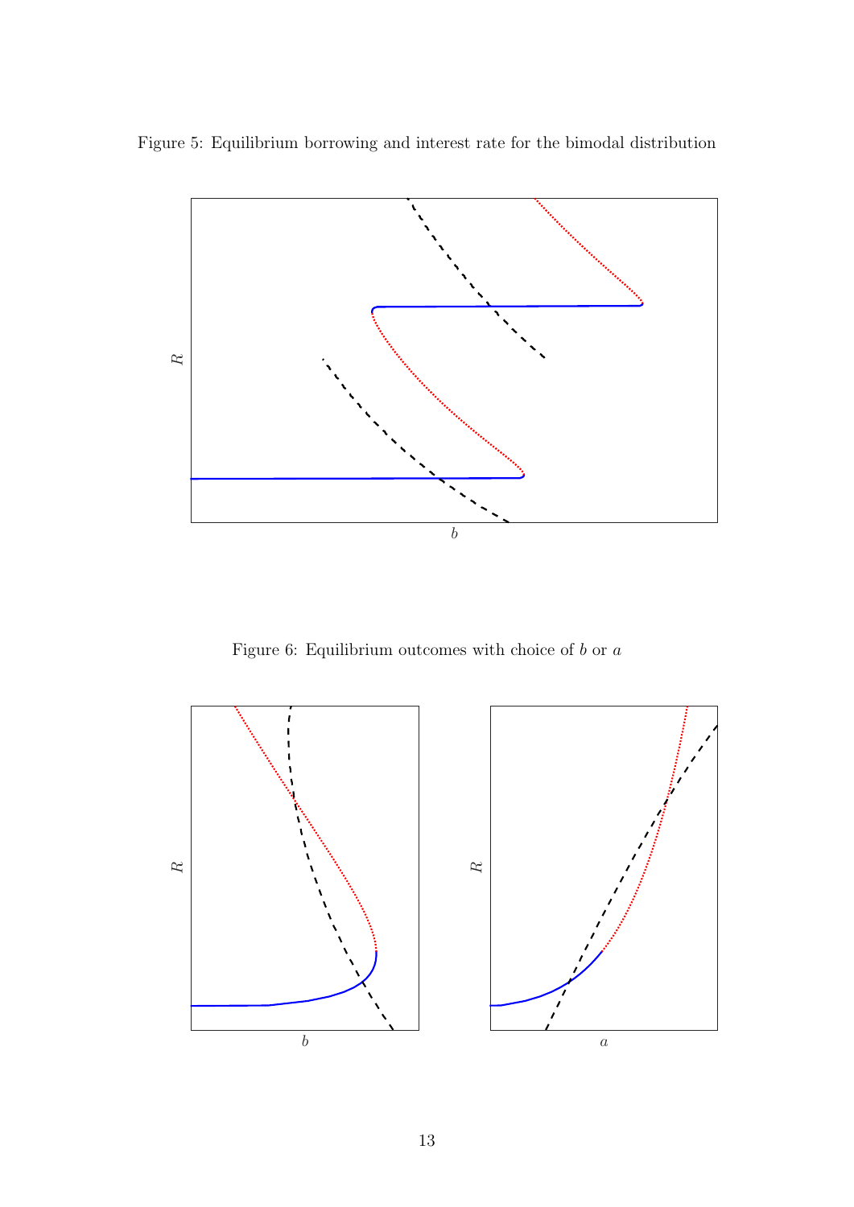Figure 5: Equilibrium borrowing and interest rate for the bimodal distribution

$R$

$b$

Figure 6: Equilibrium outcomes with choice of $b$ or $a$

$R$

$b$

$R$

$a$